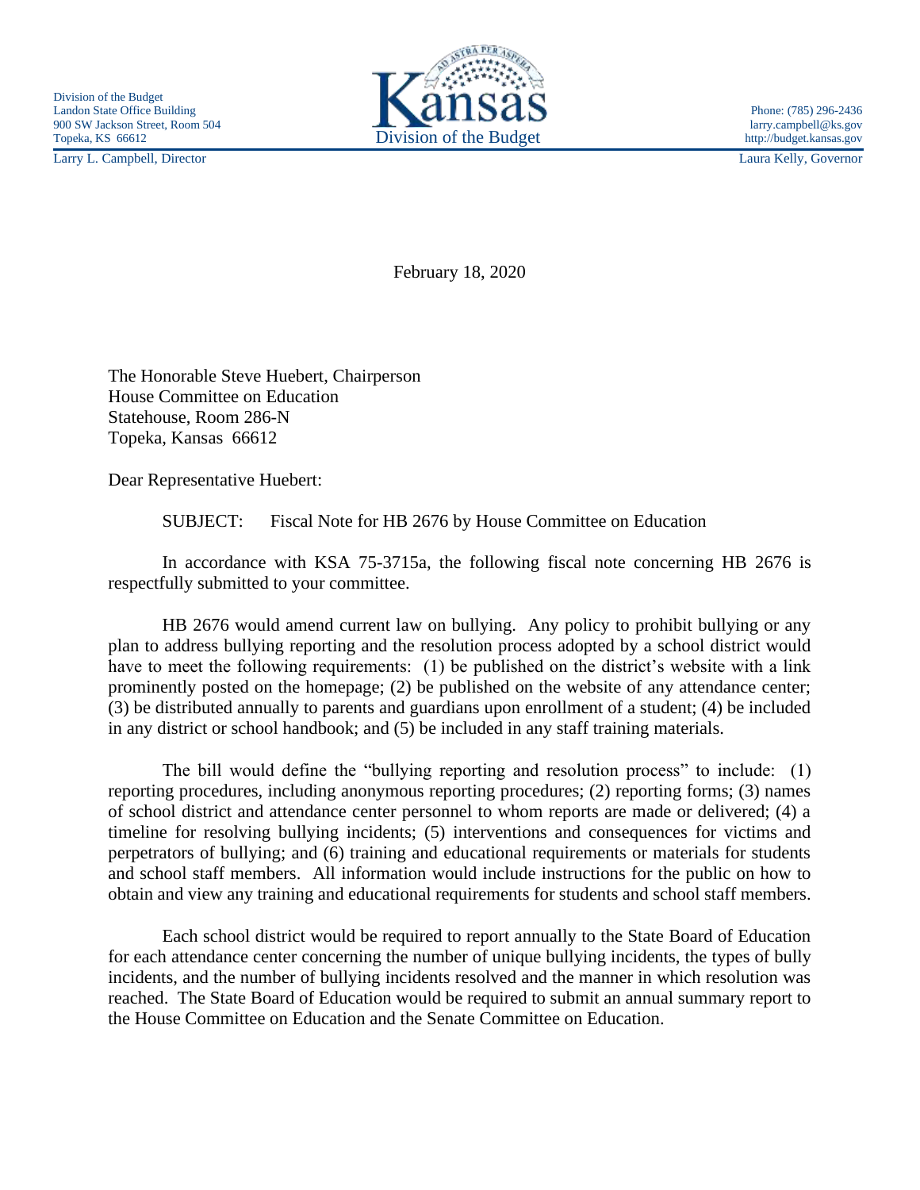Division of the Budget
Landon State Office Building
900 SW Jackson Street, Room 504
Topeka, KS 66612
Larry L. Campbell, Director

Kansas
Division of the Budget

Phone: (785) 296-2436
larry.campbell@ks.gov
http://budget.kansas.gov
Laura Kelly, Governor

February 18, 2020

The Honorable Steve Huebert, Chairperson
House Committee on Education
Statehouse, Room 286-N
Topeka, Kansas 66612

Dear Representative Huebert:

SUBJECT: Fiscal Note for HB 2676 by House Committee on Education

In accordance with KSA 75-3715a, the following fiscal note concerning HB 2676 is respectfully submitted to your committee.

HB 2676 would amend current law on bullying. Any policy to prohibit bullying or any plan to address bullying reporting and the resolution process adopted by a school district would have to meet the following requirements: (1) be published on the district's website with a link prominently posted on the homepage; (2) be published on the website of any attendance center; (3) be distributed annually to parents and guardians upon enrollment of a student; (4) be included in any district or school handbook; and (5) be included in any staff training materials.

The bill would define the "bullying reporting and resolution process" to include: (1) reporting procedures, including anonymous reporting procedures; (2) reporting forms; (3) names of school district and attendance center personnel to whom reports are made or delivered; (4) a timeline for resolving bullying incidents; (5) interventions and consequences for victims and perpetrators of bullying; and (6) training and educational requirements or materials for students and school staff members. All information would include instructions for the public on how to obtain and view any training and educational requirements for students and school staff members.

Each school district would be required to report annually to the State Board of Education for each attendance center concerning the number of unique bullying incidents, the types of bully incidents, and the number of bullying incidents resolved and the manner in which resolution was reached. The State Board of Education would be required to submit an annual summary report to the House Committee on Education and the Senate Committee on Education.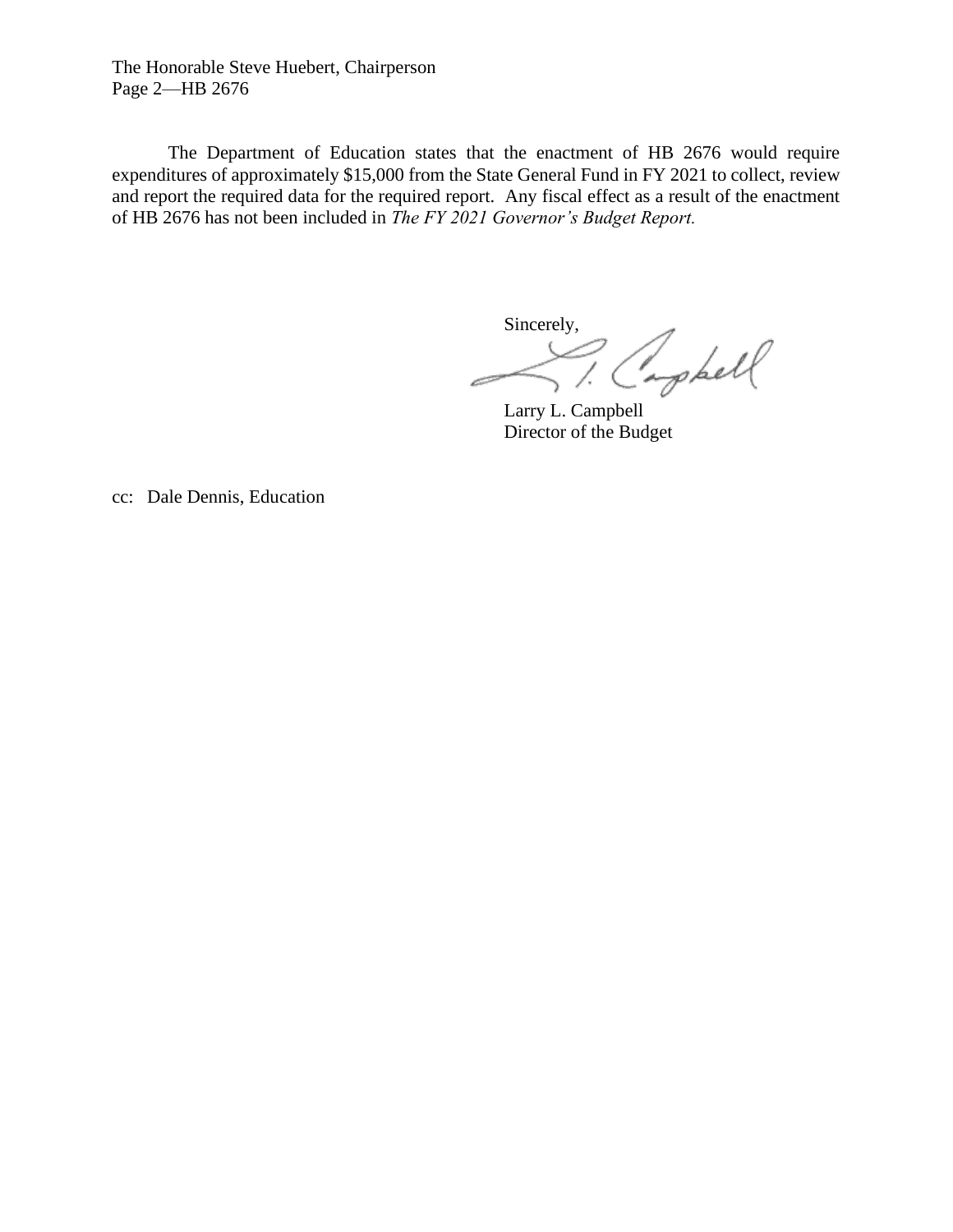The Department of Education states that the enactment of HB 2676 would require expenditures of approximately $15,000 from the State General Fund in FY 2021 to collect, review and report the required data for the required report. Any fiscal effect as a result of the enactment of HB 2676 has not been included in *The FY 2021 Governor's Budget Report.*

Sincerely,

Larry L. Campbell
Director of the Budget

cc: Dale Dennis, Education